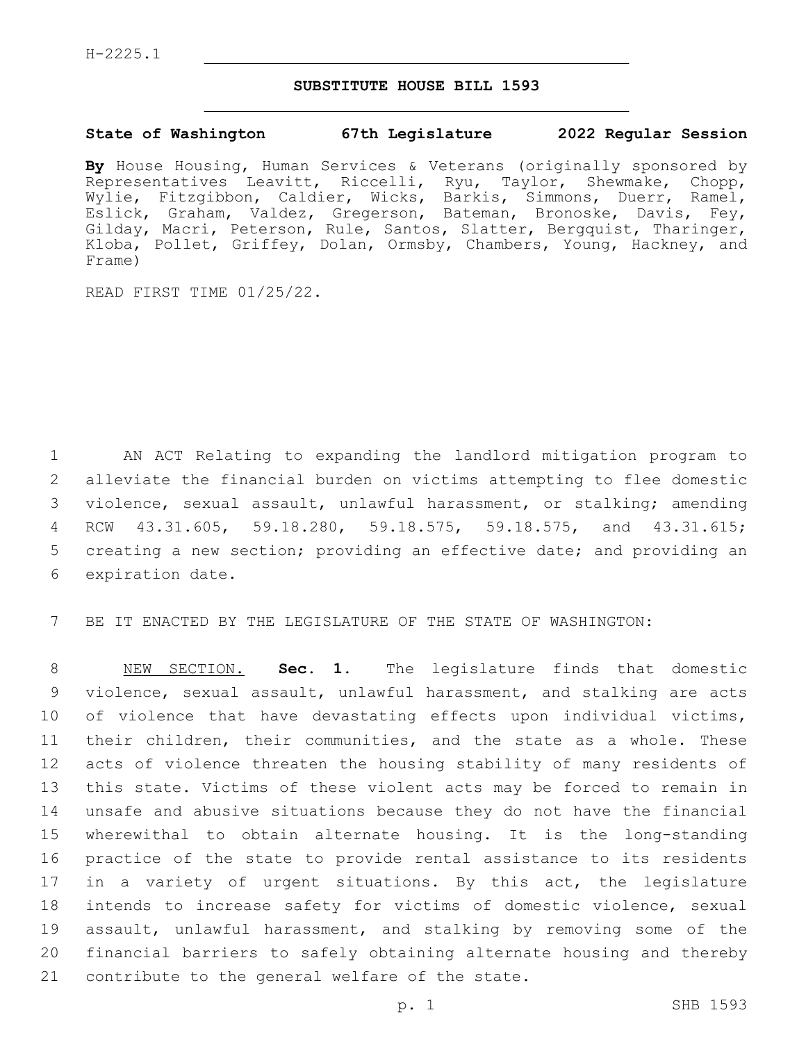H-2225.1

# SUBSTITUTE HOUSE BILL 1593

**State of Washington 67th Legislature 2022 Regular Session**

**By** House Housing, Human Services & Veterans (originally sponsored by Representatives Leavitt, Riccelli, Ryu, Taylor, Shewmake, Chopp, Wylie, Fitzgibbon, Caldier, Wicks, Barkis, Simmons, Duerr, Ramel, Eslick, Graham, Valdez, Gregerson, Bateman, Bronoske, Davis, Fey, Gilday, Macri, Peterson, Rule, Santos, Slatter, Bergquist, Tharinger, Kloba, Pollet, Griffey, Dolan, Ormsby, Chambers, Young, Hackney, and Frame)

READ FIRST TIME 01/25/22.

AN ACT Relating to expanding the landlord mitigation program to alleviate the financial burden on victims attempting to flee domestic violence, sexual assault, unlawful harassment, or stalking; amending RCW 43.31.605, 59.18.280, 59.18.575, 59.18.575, and 43.31.615; creating a new section; providing an effective date; and providing an expiration date.

BE IT ENACTED BY THE LEGISLATURE OF THE STATE OF WASHINGTON:

NEW SECTION. **Sec. 1.** The legislature finds that domestic violence, sexual assault, unlawful harassment, and stalking are acts of violence that have devastating effects upon individual victims, their children, their communities, and the state as a whole. These acts of violence threaten the housing stability of many residents of this state. Victims of these violent acts may be forced to remain in unsafe and abusive situations because they do not have the financial wherewithal to obtain alternate housing. It is the long-standing practice of the state to provide rental assistance to its residents in a variety of urgent situations. By this act, the legislature intends to increase safety for victims of domestic violence, sexual assault, unlawful harassment, and stalking by removing some of the financial barriers to safely obtaining alternate housing and thereby contribute to the general welfare of the state.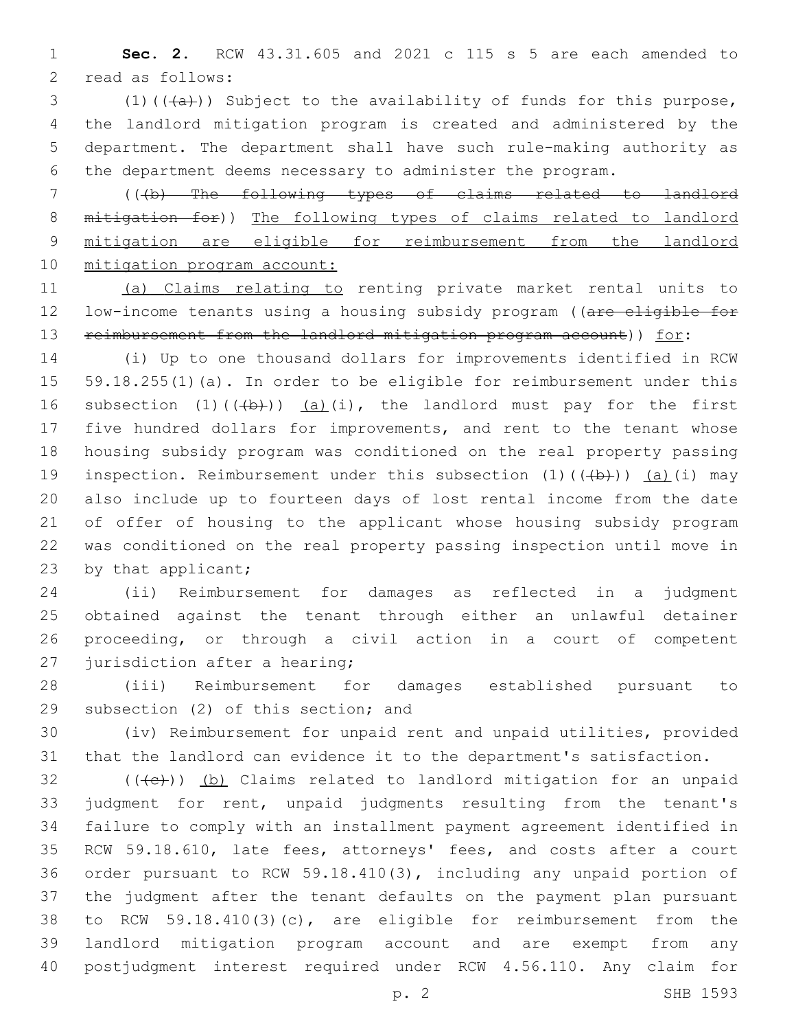**Sec. 2.** RCW 43.31.605 and 2021 c 115 s 5 are each amended to read as follows:

(1)((~~(a)~~)) Subject to the availability of funds for this purpose, the landlord mitigation program is created and administered by the department. The department shall have such rule-making authority as the department deems necessary to administer the program.

((~~(b) The following types of claims related to landlord mitigation for~~)) <u>The following types of claims related to landlord mitigation are eligible for reimbursement from the landlord mitigation program account:</u>

<u>(a) Claims relating to</u> renting private market rental units to low-income tenants using a housing subsidy program ((~~are eligible for reimbursement from the landlord mitigation program account~~)) <u>for</u>:

(i) Up to one thousand dollars for improvements identified in RCW 59.18.255(1)(a). In order to be eligible for reimbursement under this subsection (1)((~~(b)~~)) <u>(a)</u>(i), the landlord must pay for the first five hundred dollars for improvements, and rent to the tenant whose housing subsidy program was conditioned on the real property passing inspection. Reimbursement under this subsection (1)((~~(b)~~)) <u>(a)</u>(i) may also include up to fourteen days of lost rental income from the date of offer of housing to the applicant whose housing subsidy program was conditioned on the real property passing inspection until move in by that applicant;

(ii) Reimbursement for damages as reflected in a judgment obtained against the tenant through either an unlawful detainer proceeding, or through a civil action in a court of competent jurisdiction after a hearing;

(iii) Reimbursement for damages established pursuant to subsection (2) of this section; and

(iv) Reimbursement for unpaid rent and unpaid utilities, provided that the landlord can evidence it to the department's satisfaction.

((~~(c)~~)) <u>(b)</u> Claims related to landlord mitigation for an unpaid judgment for rent, unpaid judgments resulting from the tenant's failure to comply with an installment payment agreement identified in RCW 59.18.610, late fees, attorneys' fees, and costs after a court order pursuant to RCW 59.18.410(3), including any unpaid portion of the judgment after the tenant defaults on the payment plan pursuant to RCW 59.18.410(3)(c), are eligible for reimbursement from the landlord mitigation program account and are exempt from any postjudgment interest required under RCW 4.56.110. Any claim for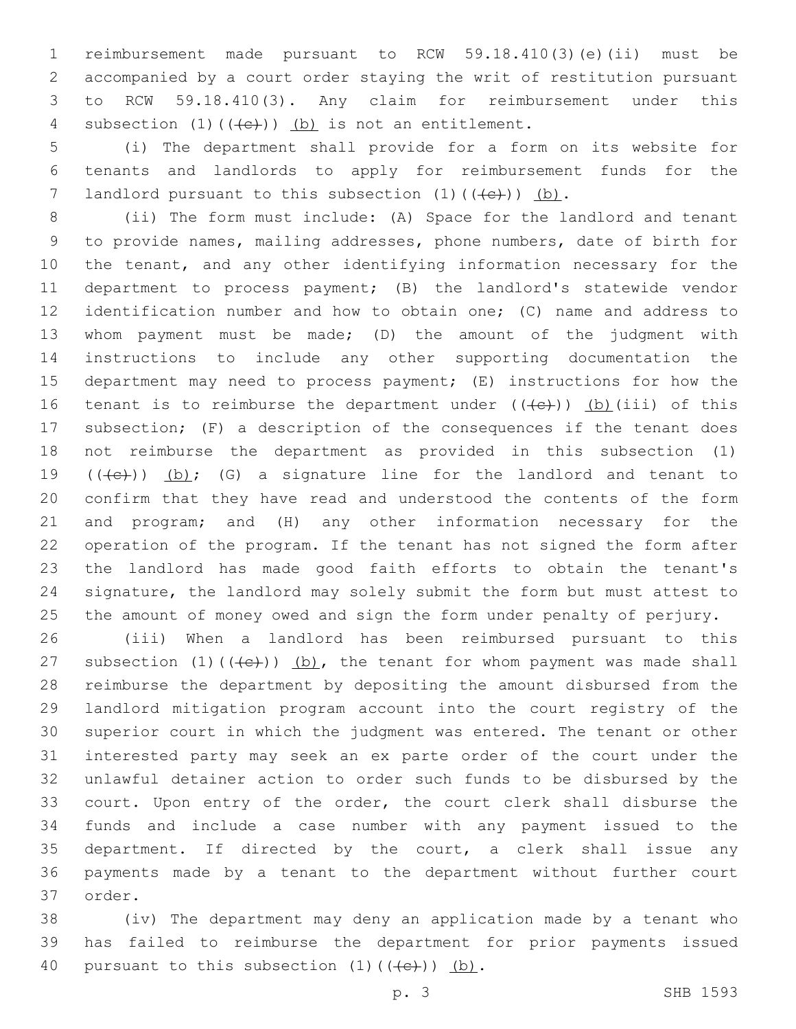reimbursement made pursuant to RCW 59.18.410(3)(e)(ii) must be accompanied by a court order staying the writ of restitution pursuant to RCW 59.18.410(3). Any claim for reimbursement under this subsection (1)(((c))) (b) is not an entitlement.

(i) The department shall provide for a form on its website for tenants and landlords to apply for reimbursement funds for the landlord pursuant to this subsection (1)(((c))) (b).

(ii) The form must include: (A) Space for the landlord and tenant to provide names, mailing addresses, phone numbers, date of birth for the tenant, and any other identifying information necessary for the department to process payment; (B) the landlord's statewide vendor identification number and how to obtain one; (C) name and address to whom payment must be made; (D) the amount of the judgment with instructions to include any other supporting documentation the department may need to process payment; (E) instructions for how the tenant is to reimburse the department under (((c))) (b)(iii) of this subsection; (F) a description of the consequences if the tenant does not reimburse the department as provided in this subsection (1) (((c))) (b); (G) a signature line for the landlord and tenant to confirm that they have read and understood the contents of the form and program; and (H) any other information necessary for the operation of the program. If the tenant has not signed the form after the landlord has made good faith efforts to obtain the tenant's signature, the landlord may solely submit the form but must attest to the amount of money owed and sign the form under penalty of perjury.

(iii) When a landlord has been reimbursed pursuant to this subsection (1)(((c))) (b), the tenant for whom payment was made shall reimburse the department by depositing the amount disbursed from the landlord mitigation program account into the court registry of the superior court in which the judgment was entered. The tenant or other interested party may seek an ex parte order of the court under the unlawful detainer action to order such funds to be disbursed by the court. Upon entry of the order, the court clerk shall disburse the funds and include a case number with any payment issued to the department. If directed by the court, a clerk shall issue any payments made by a tenant to the department without further court order.

(iv) The department may deny an application made by a tenant who has failed to reimburse the department for prior payments issued pursuant to this subsection (1)(((c))) (b).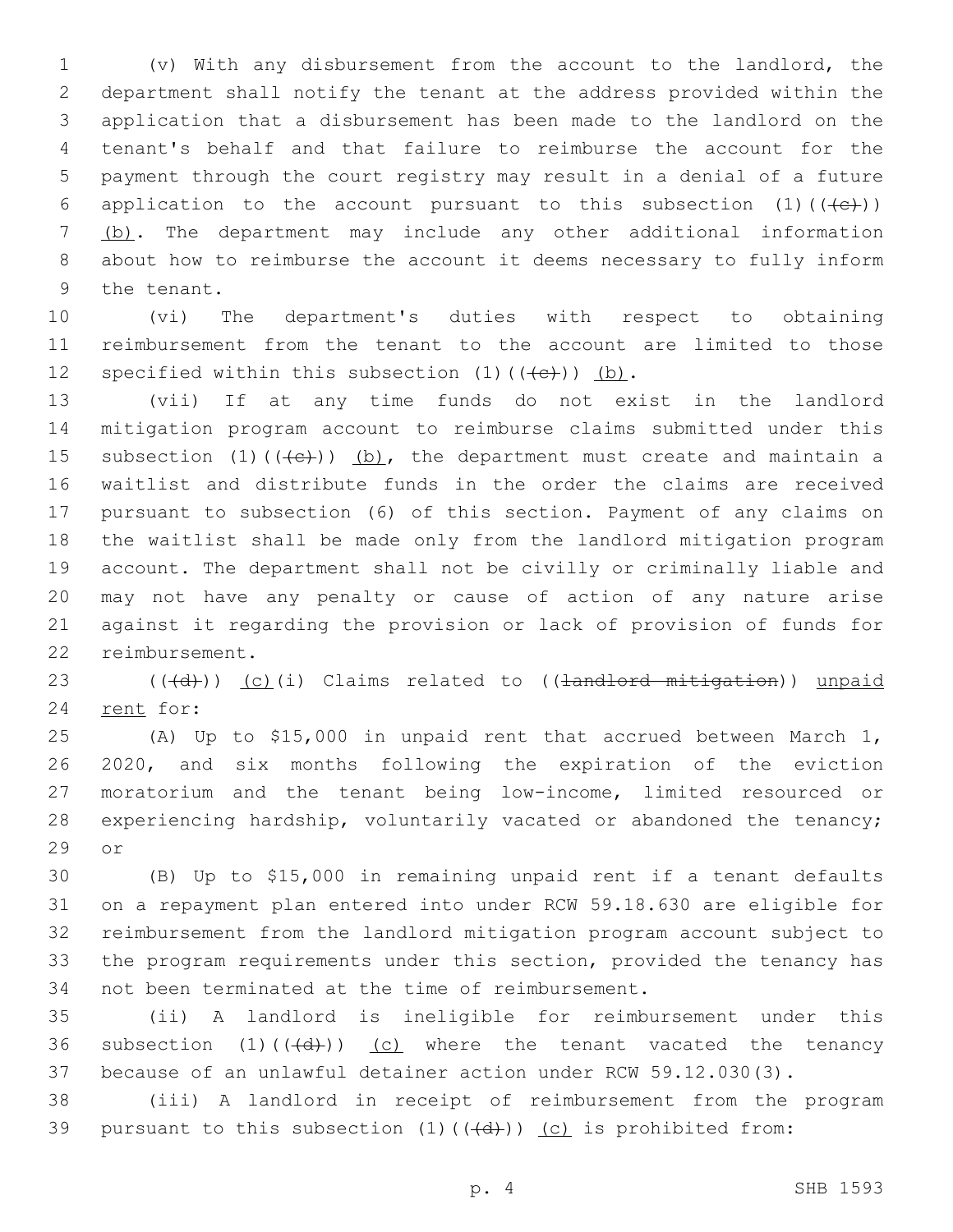(v) With any disbursement from the account to the landlord, the department shall notify the tenant at the address provided within the application that a disbursement has been made to the landlord on the tenant's behalf and that failure to reimburse the account for the payment through the court registry may result in a denial of a future application to the account pursuant to this subsection (1)((~~(c)~~)) (b). The department may include any other additional information about how to reimburse the account it deems necessary to fully inform the tenant.

(vi) The department's duties with respect to obtaining reimbursement from the tenant to the account are limited to those specified within this subsection (1)((~~(c)~~)) (b).

(vii) If at any time funds do not exist in the landlord mitigation program account to reimburse claims submitted under this subsection (1)((~~(c)~~)) (b), the department must create and maintain a waitlist and distribute funds in the order the claims are received pursuant to subsection (6) of this section. Payment of any claims on the waitlist shall be made only from the landlord mitigation program account. The department shall not be civilly or criminally liable and may not have any penalty or cause of action of any nature arise against it regarding the provision or lack of provision of funds for reimbursement.

((~~(d)~~)) (c)(i) Claims related to ((~~landlord mitigation~~)) unpaid rent for:

(A) Up to $15,000 in unpaid rent that accrued between March 1, 2020, and six months following the expiration of the eviction moratorium and the tenant being low-income, limited resourced or experiencing hardship, voluntarily vacated or abandoned the tenancy; or

(B) Up to $15,000 in remaining unpaid rent if a tenant defaults on a repayment plan entered into under RCW 59.18.630 are eligible for reimbursement from the landlord mitigation program account subject to the program requirements under this section, provided the tenancy has not been terminated at the time of reimbursement.

(ii) A landlord is ineligible for reimbursement under this subsection (1)((~~(d)~~)) (c) where the tenant vacated the tenancy because of an unlawful detainer action under RCW 59.12.030(3).

(iii) A landlord in receipt of reimbursement from the program pursuant to this subsection (1)((~~(d)~~)) (c) is prohibited from: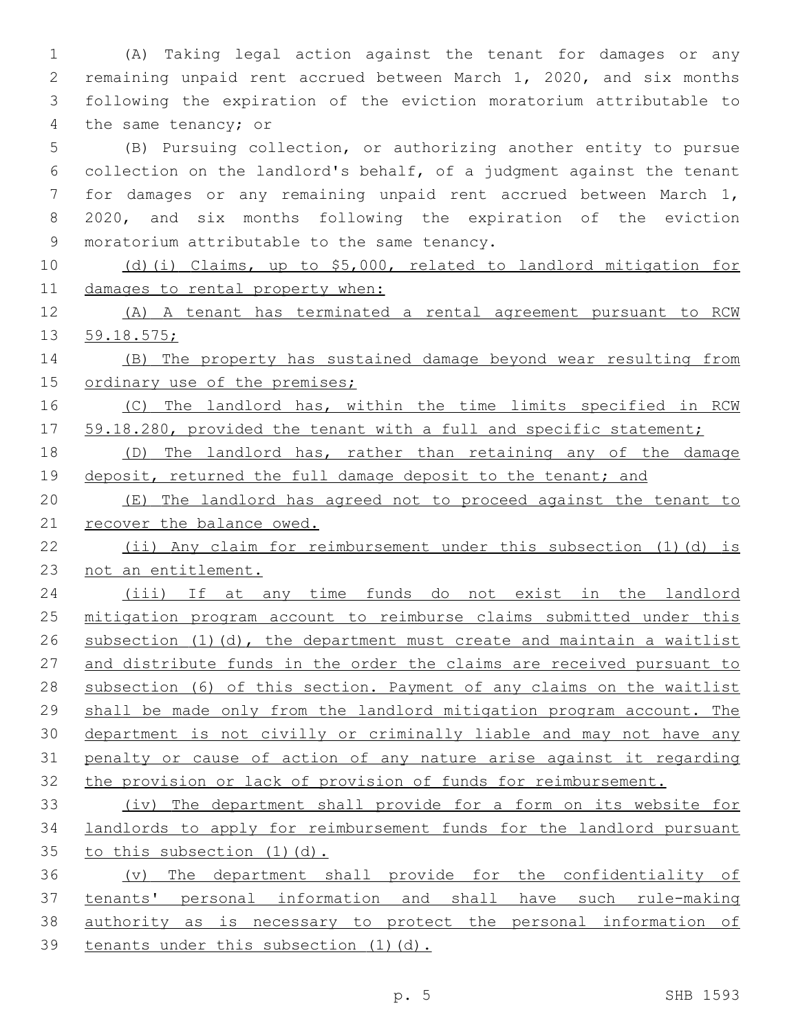(A) Taking legal action against the tenant for damages or any remaining unpaid rent accrued between March 1, 2020, and six months following the expiration of the eviction moratorium attributable to the same tenancy; or

(B) Pursuing collection, or authorizing another entity to pursue collection on the landlord's behalf, of a judgment against the tenant for damages or any remaining unpaid rent accrued between March 1, 2020, and six months following the expiration of the eviction moratorium attributable to the same tenancy.

<u>(d)(i) Claims, up to $5,000, related to landlord mitigation for damages to rental property when:</u>

<u>(A) A tenant has terminated a rental agreement pursuant to RCW 59.18.575;</u>

<u>(B) The property has sustained damage beyond wear resulting from ordinary use of the premises;</u>

<u>(C) The landlord has, within the time limits specified in RCW 59.18.280, provided the tenant with a full and specific statement;</u>

<u>(D) The landlord has, rather than retaining any of the damage deposit, returned the full damage deposit to the tenant; and</u>

<u>(E) The landlord has agreed not to proceed against the tenant to recover the balance owed.</u>

<u>(ii) Any claim for reimbursement under this subsection (1)(d) is not an entitlement.</u>

<u>(iii) If at any time funds do not exist in the landlord mitigation program account to reimburse claims submitted under this subsection (1)(d), the department must create and maintain a waitlist and distribute funds in the order the claims are received pursuant to subsection (6) of this section. Payment of any claims on the waitlist shall be made only from the landlord mitigation program account. The department is not civilly or criminally liable and may not have any penalty or cause of action of any nature arise against it regarding the provision or lack of provision of funds for reimbursement.</u>

<u>(iv) The department shall provide for a form on its website for landlords to apply for reimbursement funds for the landlord pursuant to this subsection (1)(d).</u>

<u>(v) The department shall provide for the confidentiality of tenants' personal information and shall have such rule-making authority as is necessary to protect the personal information of tenants under this subsection (1)(d).</u>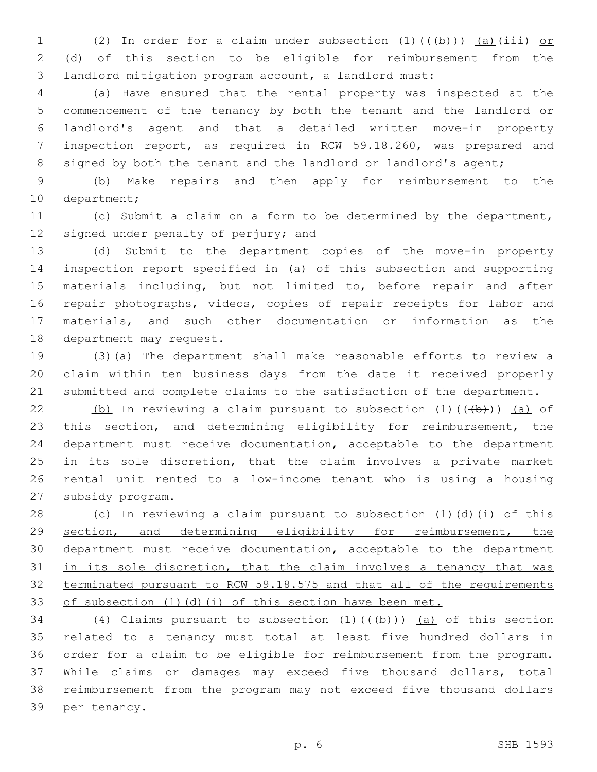(2) In order for a claim under subsection (1)((~~(b)~~)) (a)(iii) or (d) of this section to be eligible for reimbursement from the landlord mitigation program account, a landlord must:

(a) Have ensured that the rental property was inspected at the commencement of the tenancy by both the tenant and the landlord or landlord's agent and that a detailed written move-in property inspection report, as required in RCW 59.18.260, was prepared and signed by both the tenant and the landlord or landlord's agent;

(b) Make repairs and then apply for reimbursement to the department;

(c) Submit a claim on a form to be determined by the department, signed under penalty of perjury; and

(d) Submit to the department copies of the move-in property inspection report specified in (a) of this subsection and supporting materials including, but not limited to, before repair and after repair photographs, videos, copies of repair receipts for labor and materials, and such other documentation or information as the department may request.

(3)(a) The department shall make reasonable efforts to review a claim within ten business days from the date it received properly submitted and complete claims to the satisfaction of the department.

(b) In reviewing a claim pursuant to subsection (1)((~~(b)~~)) (a) of this section, and determining eligibility for reimbursement, the department must receive documentation, acceptable to the department in its sole discretion, that the claim involves a private market rental unit rented to a low-income tenant who is using a housing subsidy program.

(c) In reviewing a claim pursuant to subsection (1)(d)(i) of this section, and determining eligibility for reimbursement, the department must receive documentation, acceptable to the department in its sole discretion, that the claim involves a tenancy that was terminated pursuant to RCW 59.18.575 and that all of the requirements of subsection (1)(d)(i) of this section have been met.

(4) Claims pursuant to subsection (1)((~~(b)~~)) (a) of this section related to a tenancy must total at least five hundred dollars in order for a claim to be eligible for reimbursement from the program. While claims or damages may exceed five thousand dollars, total reimbursement from the program may not exceed five thousand dollars per tenancy.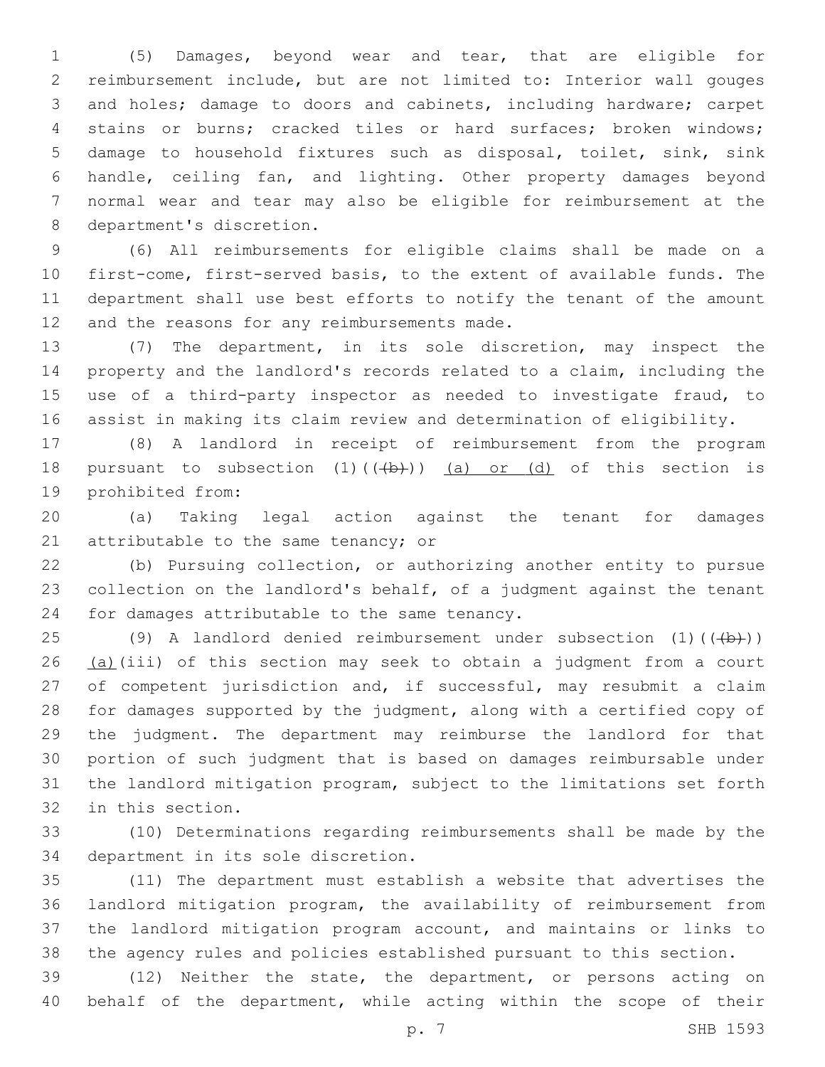(5) Damages, beyond wear and tear, that are eligible for reimbursement include, but are not limited to: Interior wall gouges and holes; damage to doors and cabinets, including hardware; carpet stains or burns; cracked tiles or hard surfaces; broken windows; damage to household fixtures such as disposal, toilet, sink, sink handle, ceiling fan, and lighting. Other property damages beyond normal wear and tear may also be eligible for reimbursement at the department's discretion.

(6) All reimbursements for eligible claims shall be made on a first-come, first-served basis, to the extent of available funds. The department shall use best efforts to notify the tenant of the amount and the reasons for any reimbursements made.

(7) The department, in its sole discretion, may inspect the property and the landlord's records related to a claim, including the use of a third-party inspector as needed to investigate fraud, to assist in making its claim review and determination of eligibility.

(8) A landlord in receipt of reimbursement from the program pursuant to subsection (1)((~~(b)~~)) <u>(a) or (d)</u> of this section is prohibited from:

(a) Taking legal action against the tenant for damages attributable to the same tenancy; or

(b) Pursuing collection, or authorizing another entity to pursue collection on the landlord's behalf, of a judgment against the tenant for damages attributable to the same tenancy.

(9) A landlord denied reimbursement under subsection (1)((~~(b)~~)) <u>(a)</u>(iii) of this section may seek to obtain a judgment from a court of competent jurisdiction and, if successful, may resubmit a claim for damages supported by the judgment, along with a certified copy of the judgment. The department may reimburse the landlord for that portion of such judgment that is based on damages reimbursable under the landlord mitigation program, subject to the limitations set forth in this section.

(10) Determinations regarding reimbursements shall be made by the department in its sole discretion.

(11) The department must establish a website that advertises the landlord mitigation program, the availability of reimbursement from the landlord mitigation program account, and maintains or links to the agency rules and policies established pursuant to this section.

(12) Neither the state, the department, or persons acting on behalf of the department, while acting within the scope of their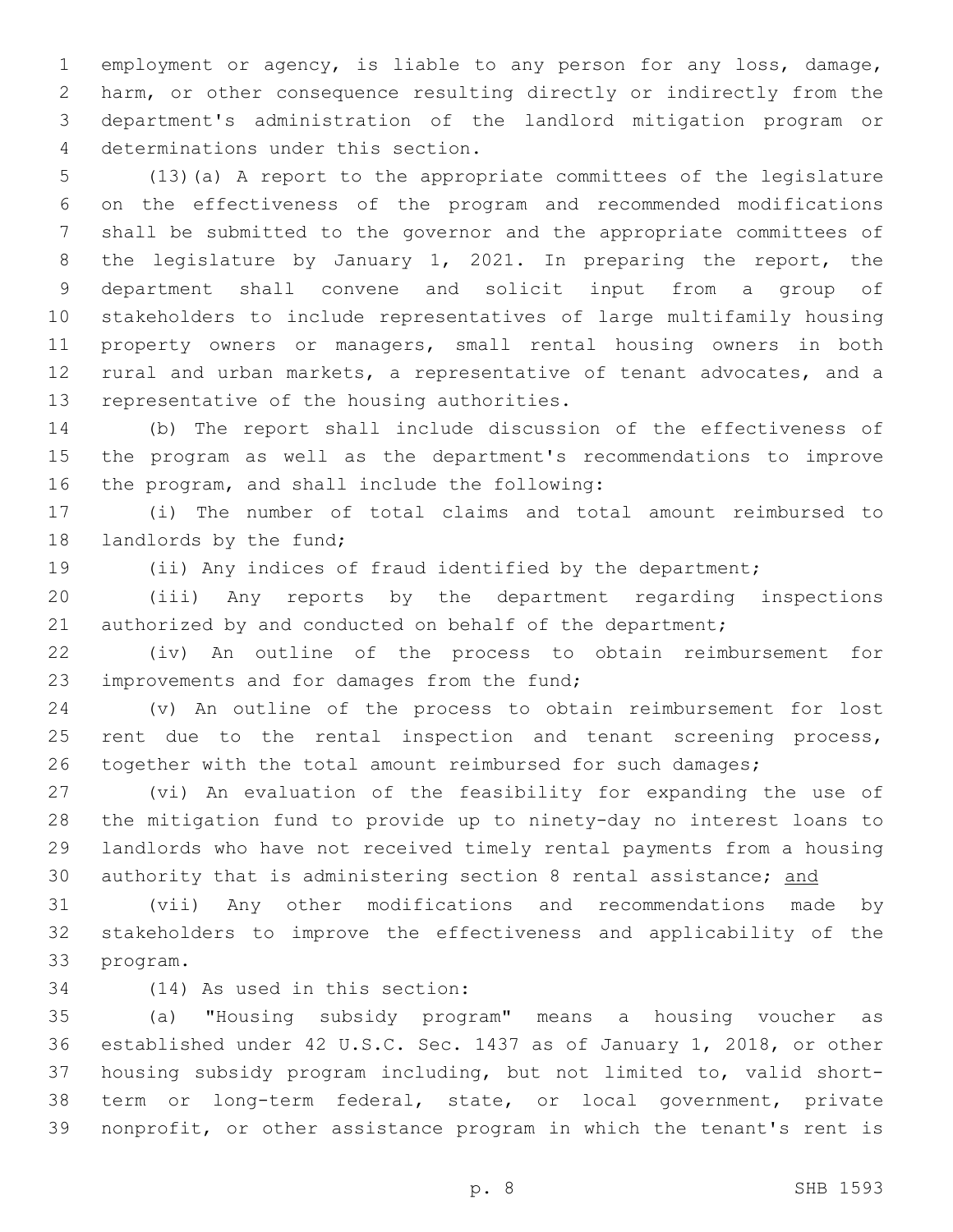employment or agency, is liable to any person for any loss, damage, harm, or other consequence resulting directly or indirectly from the department's administration of the landlord mitigation program or determinations under this section.

(13)(a) A report to the appropriate committees of the legislature on the effectiveness of the program and recommended modifications shall be submitted to the governor and the appropriate committees of the legislature by January 1, 2021. In preparing the report, the department shall convene and solicit input from a group of stakeholders to include representatives of large multifamily housing property owners or managers, small rental housing owners in both rural and urban markets, a representative of tenant advocates, and a representative of the housing authorities.

(b) The report shall include discussion of the effectiveness of the program as well as the department's recommendations to improve the program, and shall include the following:

(i) The number of total claims and total amount reimbursed to landlords by the fund;

(ii) Any indices of fraud identified by the department;

(iii) Any reports by the department regarding inspections authorized by and conducted on behalf of the department;

(iv) An outline of the process to obtain reimbursement for improvements and for damages from the fund;

(v) An outline of the process to obtain reimbursement for lost rent due to the rental inspection and tenant screening process, together with the total amount reimbursed for such damages;

(vi) An evaluation of the feasibility for expanding the use of the mitigation fund to provide up to ninety-day no interest loans to landlords who have not received timely rental payments from a housing authority that is administering section 8 rental assistance; <u>and</u>

(vii) Any other modifications and recommendations made by stakeholders to improve the effectiveness and applicability of the program.

(14) As used in this section:

(a) "Housing subsidy program" means a housing voucher as established under 42 U.S.C. Sec. 1437 as of January 1, 2018, or other housing subsidy program including, but not limited to, valid short-term or long-term federal, state, or local government, private nonprofit, or other assistance program in which the tenant's rent is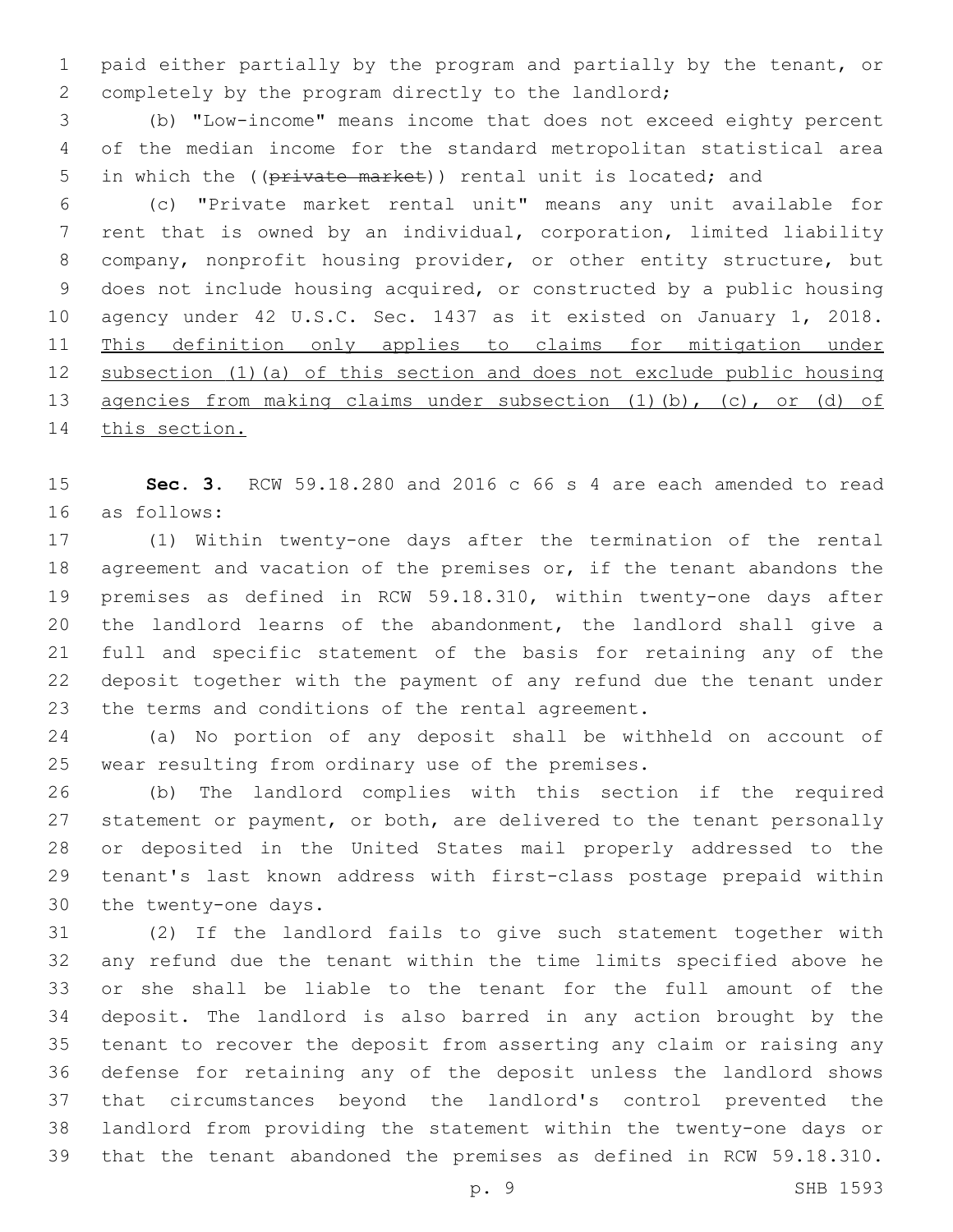paid either partially by the program and partially by the tenant, or completely by the program directly to the landlord;

(b) "Low-income" means income that does not exceed eighty percent of the median income for the standard metropolitan statistical area in which the ((~~private market~~)) rental unit is located; and

(c) "Private market rental unit" means any unit available for rent that is owned by an individual, corporation, limited liability company, nonprofit housing provider, or other entity structure, but does not include housing acquired, or constructed by a public housing agency under 42 U.S.C. Sec. 1437 as it existed on January 1, 2018. <u>This definition only applies to claims for mitigation under subsection (1)(a) of this section and does not exclude public housing agencies from making claims under subsection (1)(b), (c), or (d) of this section.</u>

**Sec. 3.** RCW 59.18.280 and 2016 c 66 s 4 are each amended to read as follows:

(1) Within twenty-one days after the termination of the rental agreement and vacation of the premises or, if the tenant abandons the premises as defined in RCW 59.18.310, within twenty-one days after the landlord learns of the abandonment, the landlord shall give a full and specific statement of the basis for retaining any of the deposit together with the payment of any refund due the tenant under the terms and conditions of the rental agreement.

(a) No portion of any deposit shall be withheld on account of wear resulting from ordinary use of the premises.

(b) The landlord complies with this section if the required statement or payment, or both, are delivered to the tenant personally or deposited in the United States mail properly addressed to the tenant's last known address with first-class postage prepaid within the twenty-one days.

(2) If the landlord fails to give such statement together with any refund due the tenant within the time limits specified above he or she shall be liable to the tenant for the full amount of the deposit. The landlord is also barred in any action brought by the tenant to recover the deposit from asserting any claim or raising any defense for retaining any of the deposit unless the landlord shows that circumstances beyond the landlord's control prevented the landlord from providing the statement within the twenty-one days or that the tenant abandoned the premises as defined in RCW 59.18.310.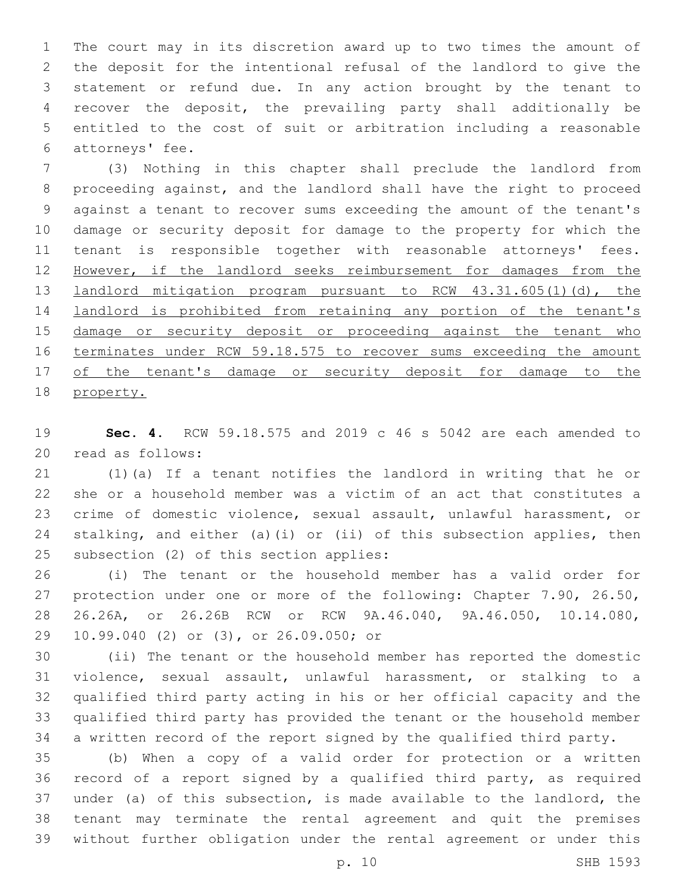The court may in its discretion award up to two times the amount of the deposit for the intentional refusal of the landlord to give the statement or refund due. In any action brought by the tenant to recover the deposit, the prevailing party shall additionally be entitled to the cost of suit or arbitration including a reasonable attorneys' fee.

(3) Nothing in this chapter shall preclude the landlord from proceeding against, and the landlord shall have the right to proceed against a tenant to recover sums exceeding the amount of the tenant's damage or security deposit for damage to the property for which the tenant is responsible together with reasonable attorneys' fees. <u>However, if the landlord seeks reimbursement for damages from the landlord mitigation program pursuant to RCW 43.31.605(1)(d), the landlord is prohibited from retaining any portion of the tenant's damage or security deposit or proceeding against the tenant who terminates under RCW 59.18.575 to recover sums exceeding the amount of the tenant's damage or security deposit for damage to the property.</u>

**Sec. 4.** RCW 59.18.575 and 2019 c 46 s 5042 are each amended to read as follows:

(1)(a) If a tenant notifies the landlord in writing that he or she or a household member was a victim of an act that constitutes a crime of domestic violence, sexual assault, unlawful harassment, or stalking, and either (a)(i) or (ii) of this subsection applies, then subsection (2) of this section applies:

(i) The tenant or the household member has a valid order for protection under one or more of the following: Chapter 7.90, 26.50, 26.26A, or 26.26B RCW or RCW 9A.46.040, 9A.46.050, 10.14.080, 10.99.040 (2) or (3), or 26.09.050; or

(ii) The tenant or the household member has reported the domestic violence, sexual assault, unlawful harassment, or stalking to a qualified third party acting in his or her official capacity and the qualified third party has provided the tenant or the household member a written record of the report signed by the qualified third party.

(b) When a copy of a valid order for protection or a written record of a report signed by a qualified third party, as required under (a) of this subsection, is made available to the landlord, the tenant may terminate the rental agreement and quit the premises without further obligation under the rental agreement or under this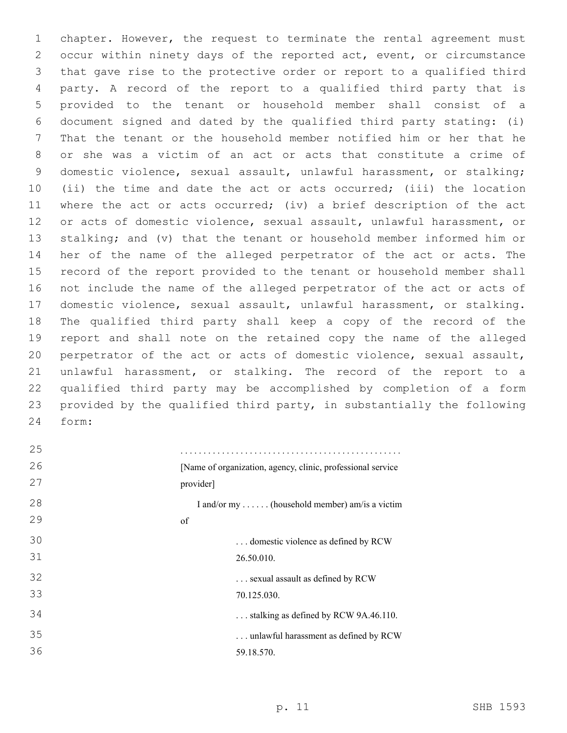chapter. However, the request to terminate the rental agreement must occur within ninety days of the reported act, event, or circumstance that gave rise to the protective order or report to a qualified third party. A record of the report to a qualified third party that is provided to the tenant or household member shall consist of a document signed and dated by the qualified third party stating: (i) That the tenant or the household member notified him or her that he or she was a victim of an act or acts that constitute a crime of domestic violence, sexual assault, unlawful harassment, or stalking; (ii) the time and date the act or acts occurred; (iii) the location where the act or acts occurred; (iv) a brief description of the act or acts of domestic violence, sexual assault, unlawful harassment, or stalking; and (v) that the tenant or household member informed him or her of the name of the alleged perpetrator of the act or acts. The record of the report provided to the tenant or household member shall not include the name of the alleged perpetrator of the act or acts of domestic violence, sexual assault, unlawful harassment, or stalking. The qualified third party shall keep a copy of the record of the report and shall note on the retained copy the name of the alleged perpetrator of the act or acts of domestic violence, sexual assault, unlawful harassment, or stalking. The record of the report to a qualified third party may be accomplished by completion of a form provided by the qualified third party, in substantially the following form:

................................................

[Name of organization, agency, clinic, professional service provider]

I and/or my . . . . . . (household member) am/is a victim of

. . . domestic violence as defined by RCW 26.50.010.

. . . sexual assault as defined by RCW 70.125.030.

. . . stalking as defined by RCW 9A.46.110.

. . . unlawful harassment as defined by RCW 59.18.570.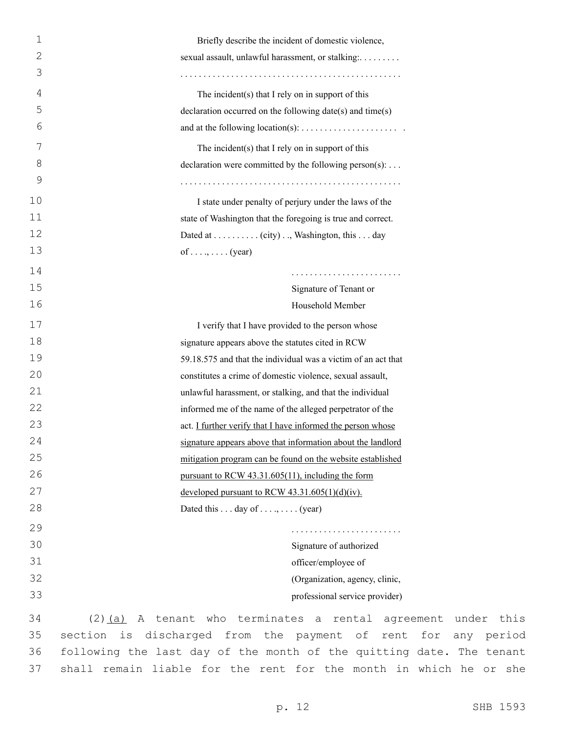Briefly describe the incident of domestic violence, sexual assault, unlawful harassment, or stalking:. . . . . . . . .
. . . . . . . . . . . . . . . . . . . . . . . . . . . . . . . . . . . . . . . . . . . . . . . .

The incident(s) that I rely on in support of this declaration occurred on the following date(s) and time(s) and at the following location(s): . . . . . . . . . . . . . . . . . . . . . .

The incident(s) that I rely on in support of this declaration were committed by the following person(s): . . .
. . . . . . . . . . . . . . . . . . . . . . . . . . . . . . . . . . . . . . . . . . . . . . . .

I state under penalty of perjury under the laws of the state of Washington that the foregoing is true and correct. Dated at . . . . . . . . . . (city) . ., Washington, this . . . day of . . . ., . . . . (year)

. . . . . . . . . . . . . . . . . . . . . . . .
Signature of Tenant or
Household Member

I verify that I have provided to the person whose signature appears above the statutes cited in RCW 59.18.575 and that the individual was a victim of an act that constitutes a crime of domestic violence, sexual assault, unlawful harassment, or stalking, and that the individual informed me of the name of the alleged perpetrator of the act. <u>I further verify that I have informed the person whose signature appears above that information about the landlord mitigation program can be found on the website established pursuant to RCW 43.31.605(11), including the form developed pursuant to RCW 43.31.605(1)(d)(iv).</u>
Dated this . . . day of . . . ., . . . . (year)

. . . . . . . . . . . . . . . . . . . . . . . .
Signature of authorized
officer/employee of
(Organization, agency, clinic,
professional service provider)

(2)<u>(a)</u> A tenant who terminates a rental agreement under this section is discharged from the payment of rent for any period following the last day of the month of the quitting date. The tenant shall remain liable for the rent for the month in which he or she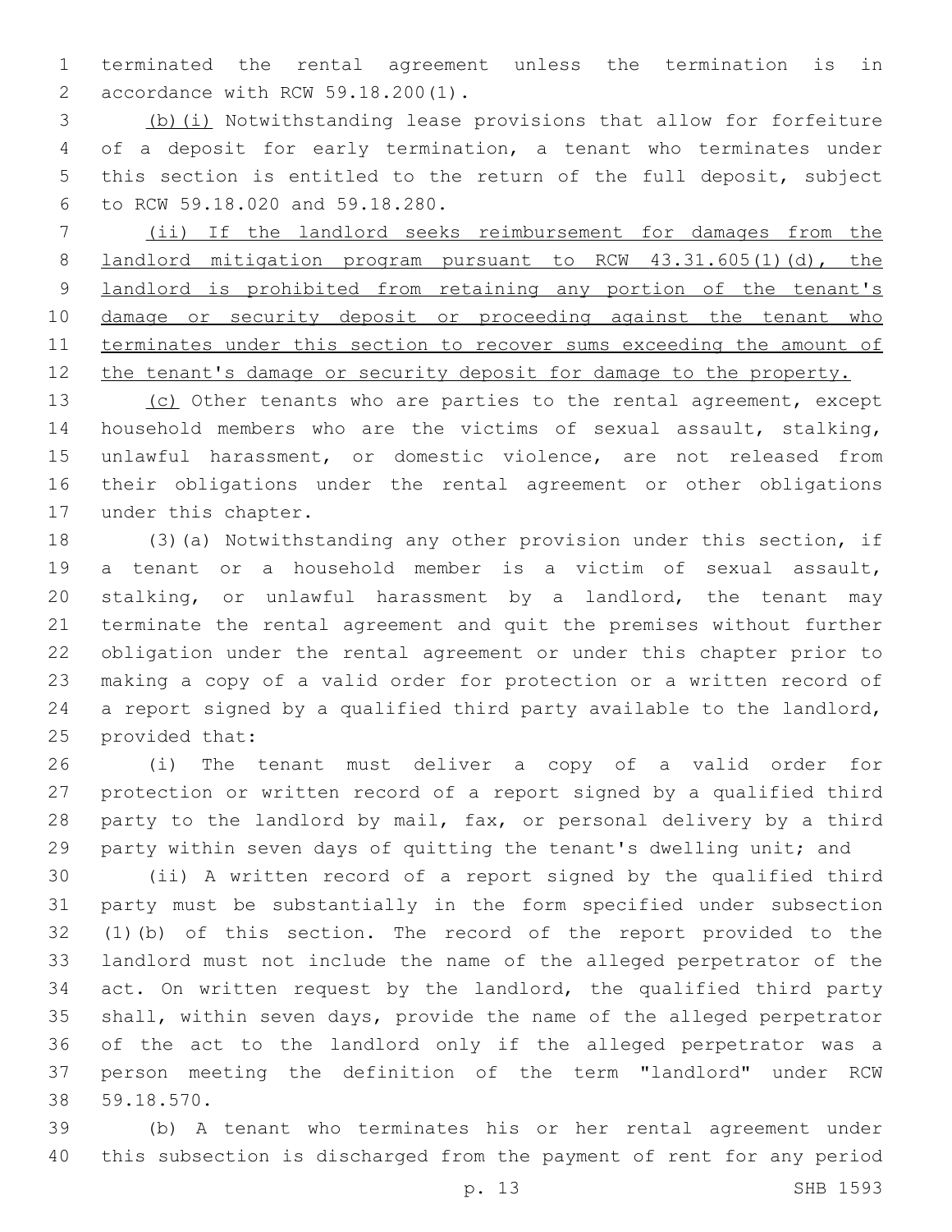terminated the rental agreement unless the termination is in accordance with RCW 59.18.200(1).

<u>(b)(i)</u> Notwithstanding lease provisions that allow for forfeiture of a deposit for early termination, a tenant who terminates under this section is entitled to the return of the full deposit, subject to RCW 59.18.020 and 59.18.280.

<u>(ii) If the landlord seeks reimbursement for damages from the landlord mitigation program pursuant to RCW 43.31.605(1)(d), the landlord is prohibited from retaining any portion of the tenant's damage or security deposit or proceeding against the tenant who terminates under this section to recover sums exceeding the amount of the tenant's damage or security deposit for damage to the property.</u>

<u>(c)</u> Other tenants who are parties to the rental agreement, except household members who are the victims of sexual assault, stalking, unlawful harassment, or domestic violence, are not released from their obligations under the rental agreement or other obligations under this chapter.

(3)(a) Notwithstanding any other provision under this section, if a tenant or a household member is a victim of sexual assault, stalking, or unlawful harassment by a landlord, the tenant may terminate the rental agreement and quit the premises without further obligation under the rental agreement or under this chapter prior to making a copy of a valid order for protection or a written record of a report signed by a qualified third party available to the landlord, provided that:

(i) The tenant must deliver a copy of a valid order for protection or written record of a report signed by a qualified third party to the landlord by mail, fax, or personal delivery by a third party within seven days of quitting the tenant's dwelling unit; and

(ii) A written record of a report signed by the qualified third party must be substantially in the form specified under subsection (1)(b) of this section. The record of the report provided to the landlord must not include the name of the alleged perpetrator of the act. On written request by the landlord, the qualified third party shall, within seven days, provide the name of the alleged perpetrator of the act to the landlord only if the alleged perpetrator was a person meeting the definition of the term "landlord" under RCW 59.18.570.

(b) A tenant who terminates his or her rental agreement under this subsection is discharged from the payment of rent for any period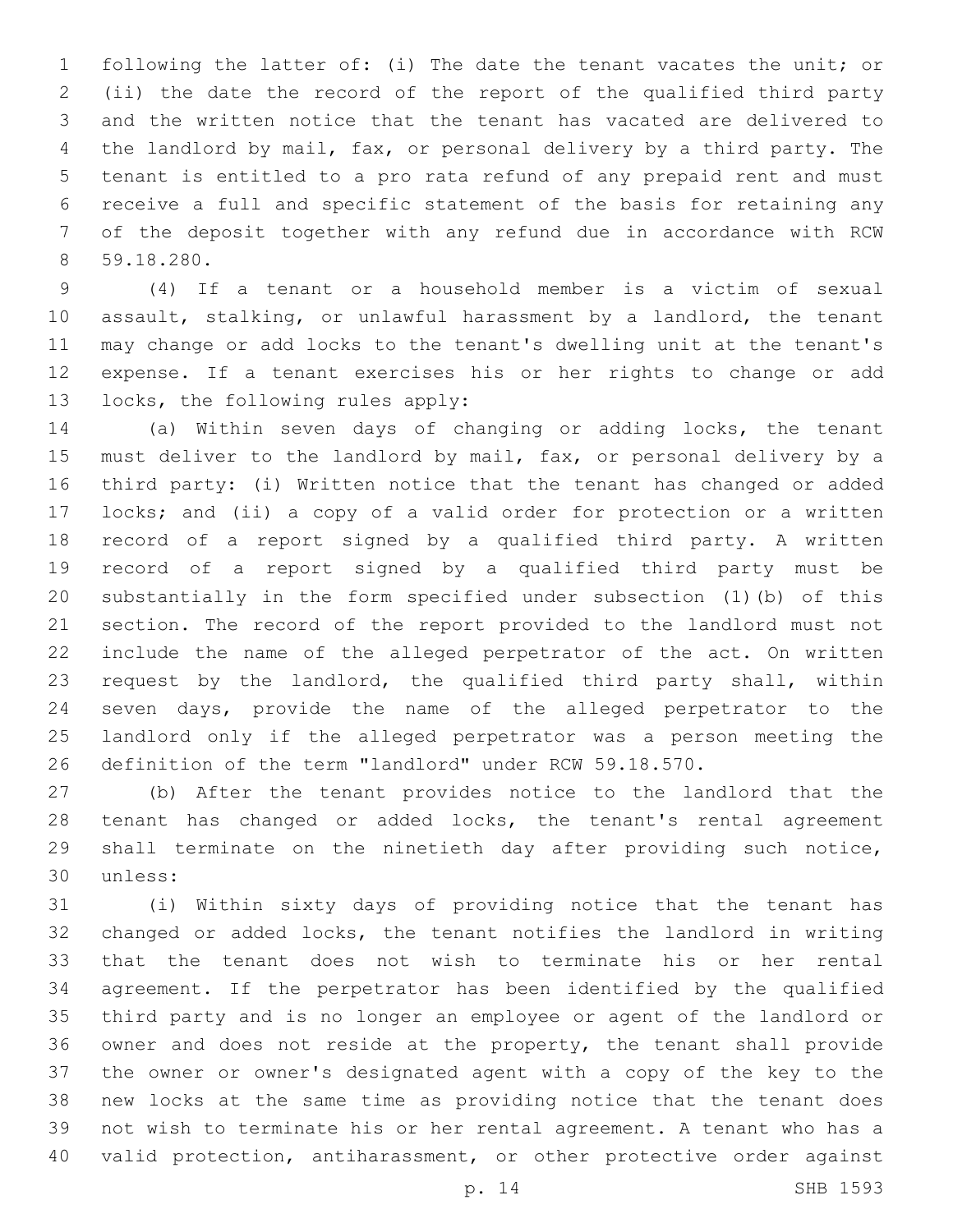following the latter of: (i) The date the tenant vacates the unit; or (ii) the date the record of the report of the qualified third party and the written notice that the tenant has vacated are delivered to the landlord by mail, fax, or personal delivery by a third party. The tenant is entitled to a pro rata refund of any prepaid rent and must receive a full and specific statement of the basis for retaining any of the deposit together with any refund due in accordance with RCW 59.18.280.

(4) If a tenant or a household member is a victim of sexual assault, stalking, or unlawful harassment by a landlord, the tenant may change or add locks to the tenant's dwelling unit at the tenant's expense. If a tenant exercises his or her rights to change or add locks, the following rules apply:

(a) Within seven days of changing or adding locks, the tenant must deliver to the landlord by mail, fax, or personal delivery by a third party: (i) Written notice that the tenant has changed or added locks; and (ii) a copy of a valid order for protection or a written record of a report signed by a qualified third party. A written record of a report signed by a qualified third party must be substantially in the form specified under subsection (1)(b) of this section. The record of the report provided to the landlord must not include the name of the alleged perpetrator of the act. On written request by the landlord, the qualified third party shall, within seven days, provide the name of the alleged perpetrator to the landlord only if the alleged perpetrator was a person meeting the definition of the term "landlord" under RCW 59.18.570.

(b) After the tenant provides notice to the landlord that the tenant has changed or added locks, the tenant's rental agreement shall terminate on the ninetieth day after providing such notice, unless:

(i) Within sixty days of providing notice that the tenant has changed or added locks, the tenant notifies the landlord in writing that the tenant does not wish to terminate his or her rental agreement. If the perpetrator has been identified by the qualified third party and is no longer an employee or agent of the landlord or owner and does not reside at the property, the tenant shall provide the owner or owner's designated agent with a copy of the key to the new locks at the same time as providing notice that the tenant does not wish to terminate his or her rental agreement. A tenant who has a valid protection, antiharassment, or other protective order against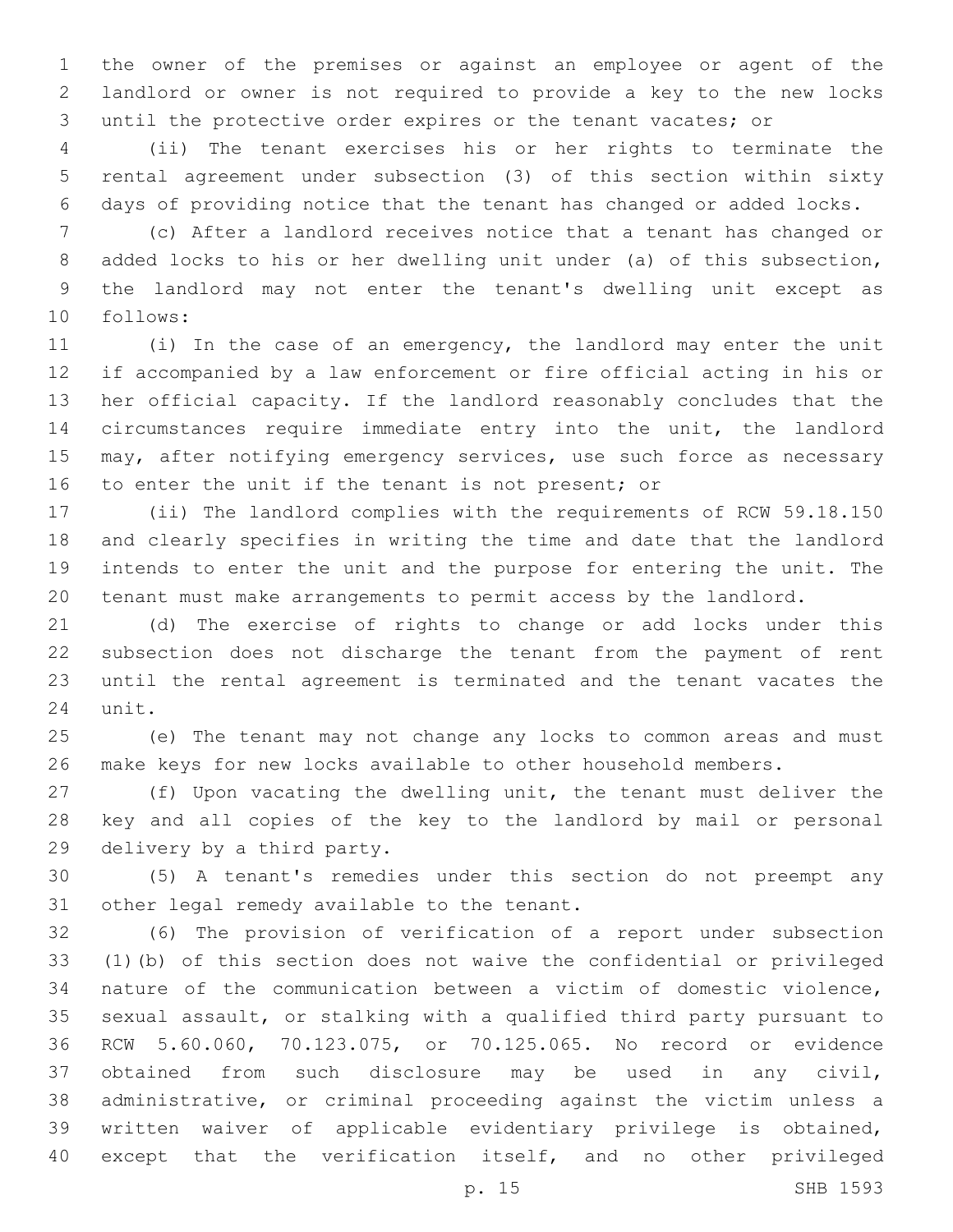the owner of the premises or against an employee or agent of the landlord or owner is not required to provide a key to the new locks until the protective order expires or the tenant vacates; or

(ii) The tenant exercises his or her rights to terminate the rental agreement under subsection (3) of this section within sixty days of providing notice that the tenant has changed or added locks.

(c) After a landlord receives notice that a tenant has changed or added locks to his or her dwelling unit under (a) of this subsection, the landlord may not enter the tenant's dwelling unit except as follows:

(i) In the case of an emergency, the landlord may enter the unit if accompanied by a law enforcement or fire official acting in his or her official capacity. If the landlord reasonably concludes that the circumstances require immediate entry into the unit, the landlord may, after notifying emergency services, use such force as necessary to enter the unit if the tenant is not present; or

(ii) The landlord complies with the requirements of RCW 59.18.150 and clearly specifies in writing the time and date that the landlord intends to enter the unit and the purpose for entering the unit. The tenant must make arrangements to permit access by the landlord.

(d) The exercise of rights to change or add locks under this subsection does not discharge the tenant from the payment of rent until the rental agreement is terminated and the tenant vacates the unit.

(e) The tenant may not change any locks to common areas and must make keys for new locks available to other household members.

(f) Upon vacating the dwelling unit, the tenant must deliver the key and all copies of the key to the landlord by mail or personal delivery by a third party.

(5) A tenant's remedies under this section do not preempt any other legal remedy available to the tenant.

(6) The provision of verification of a report under subsection (1)(b) of this section does not waive the confidential or privileged nature of the communication between a victim of domestic violence, sexual assault, or stalking with a qualified third party pursuant to RCW 5.60.060, 70.123.075, or 70.125.065. No record or evidence obtained from such disclosure may be used in any civil, administrative, or criminal proceeding against the victim unless a written waiver of applicable evidentiary privilege is obtained, except that the verification itself, and no other privileged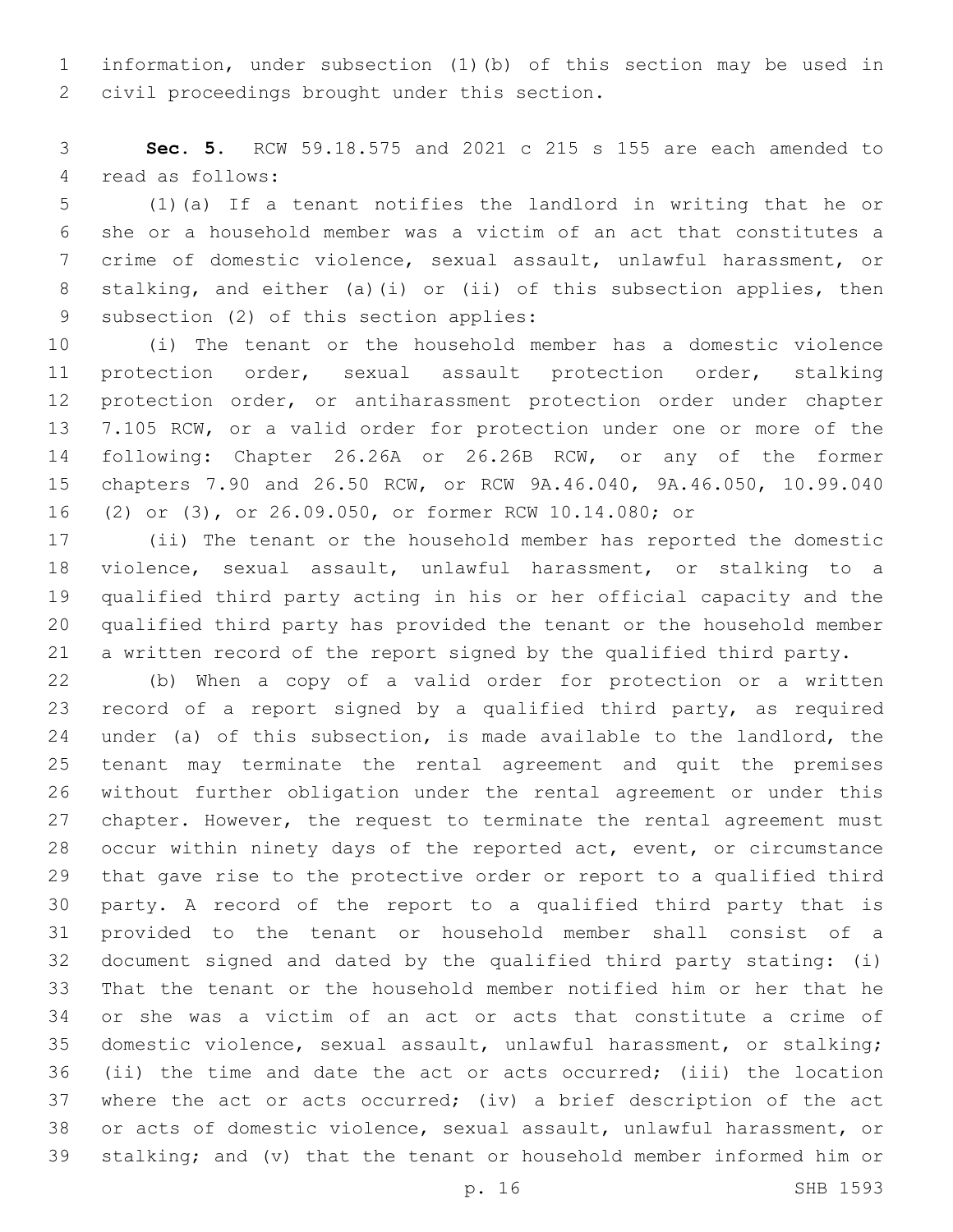information, under subsection (1)(b) of this section may be used in civil proceedings brought under this section.

**Sec. 5.** RCW 59.18.575 and 2021 c 215 s 155 are each amended to read as follows:

(1)(a) If a tenant notifies the landlord in writing that he or she or a household member was a victim of an act that constitutes a crime of domestic violence, sexual assault, unlawful harassment, or stalking, and either (a)(i) or (ii) of this subsection applies, then subsection (2) of this section applies:

(i) The tenant or the household member has a domestic violence protection order, sexual assault protection order, stalking protection order, or antiharassment protection order under chapter 7.105 RCW, or a valid order for protection under one or more of the following: Chapter 26.26A or 26.26B RCW, or any of the former chapters 7.90 and 26.50 RCW, or RCW 9A.46.040, 9A.46.050, 10.99.040 (2) or (3), or 26.09.050, or former RCW 10.14.080; or

(ii) The tenant or the household member has reported the domestic violence, sexual assault, unlawful harassment, or stalking to a qualified third party acting in his or her official capacity and the qualified third party has provided the tenant or the household member a written record of the report signed by the qualified third party.

(b) When a copy of a valid order for protection or a written record of a report signed by a qualified third party, as required under (a) of this subsection, is made available to the landlord, the tenant may terminate the rental agreement and quit the premises without further obligation under the rental agreement or under this chapter. However, the request to terminate the rental agreement must occur within ninety days of the reported act, event, or circumstance that gave rise to the protective order or report to a qualified third party. A record of the report to a qualified third party that is provided to the tenant or household member shall consist of a document signed and dated by the qualified third party stating: (i) That the tenant or the household member notified him or her that he or she was a victim of an act or acts that constitute a crime of domestic violence, sexual assault, unlawful harassment, or stalking; (ii) the time and date the act or acts occurred; (iii) the location where the act or acts occurred; (iv) a brief description of the act or acts of domestic violence, sexual assault, unlawful harassment, or stalking; and (v) that the tenant or household member informed him or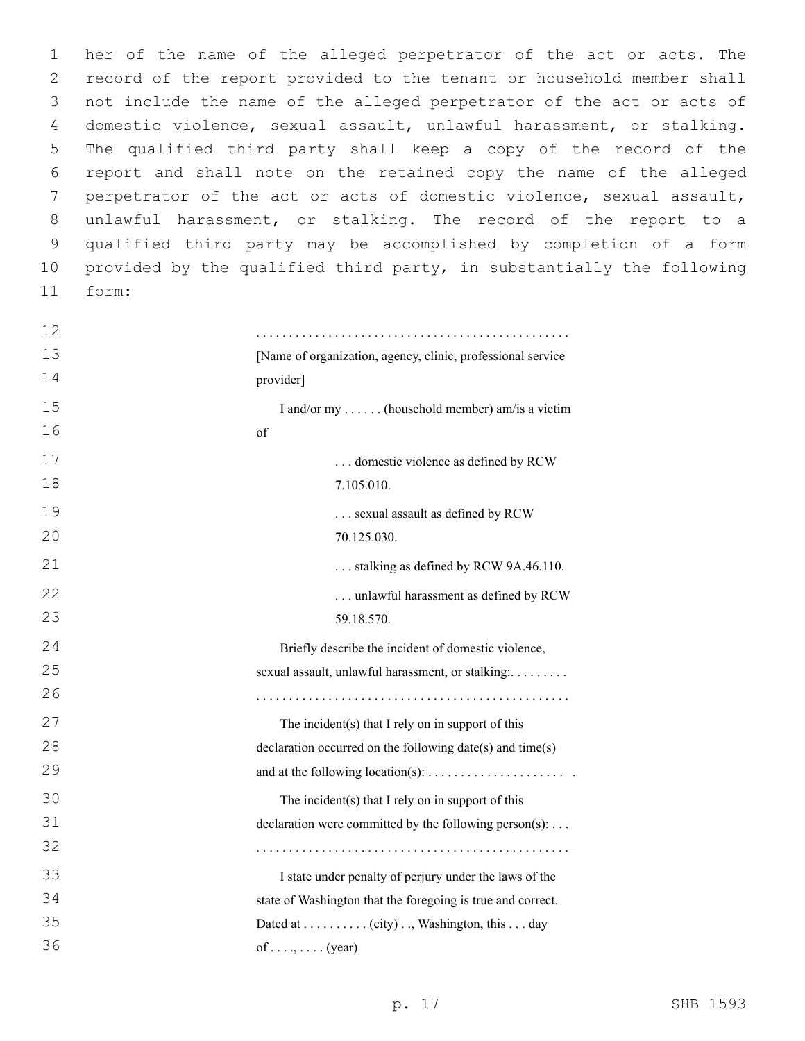her of the name of the alleged perpetrator of the act or acts. The record of the report provided to the tenant or household member shall not include the name of the alleged perpetrator of the act or acts of domestic violence, sexual assault, unlawful harassment, or stalking. The qualified third party shall keep a copy of the record of the report and shall note on the retained copy the name of the alleged perpetrator of the act or acts of domestic violence, sexual assault, unlawful harassment, or stalking. The record of the report to a qualified third party may be accomplished by completion of a form provided by the qualified third party, in substantially the following form:

. . . . . . . . . . . . . . . . . . . . . . . . . . . . . . . . . . . . . . . . . . . . . . . .
[Name of organization, agency, clinic, professional service provider]

I and/or my . . . . . . (household member) am/is a victim of

. . . domestic violence as defined by RCW 7.105.010.

. . . sexual assault as defined by RCW 70.125.030.

. . . stalking as defined by RCW 9A.46.110.

. . . unlawful harassment as defined by RCW 59.18.570.

Briefly describe the incident of domestic violence, sexual assault, unlawful harassment, or stalking:. . . . . . . . .
. . . . . . . . . . . . . . . . . . . . . . . . . . . . . . . . . . . . . . . . . . . . . . . .

The incident(s) that I rely on in support of this declaration occurred on the following date(s) and time(s) and at the following location(s): . . . . . . . . . . . . . . . . . . . . .  .

The incident(s) that I rely on in support of this declaration were committed by the following person(s): . . .
. . . . . . . . . . . . . . . . . . . . . . . . . . . . . . . . . . . . . . . . . . . . . . . .

I state under penalty of perjury under the laws of the state of Washington that the foregoing is true and correct. Dated at . . . . . . . . . . (city) . ., Washington, this . . . day of . . . ., . . . . (year)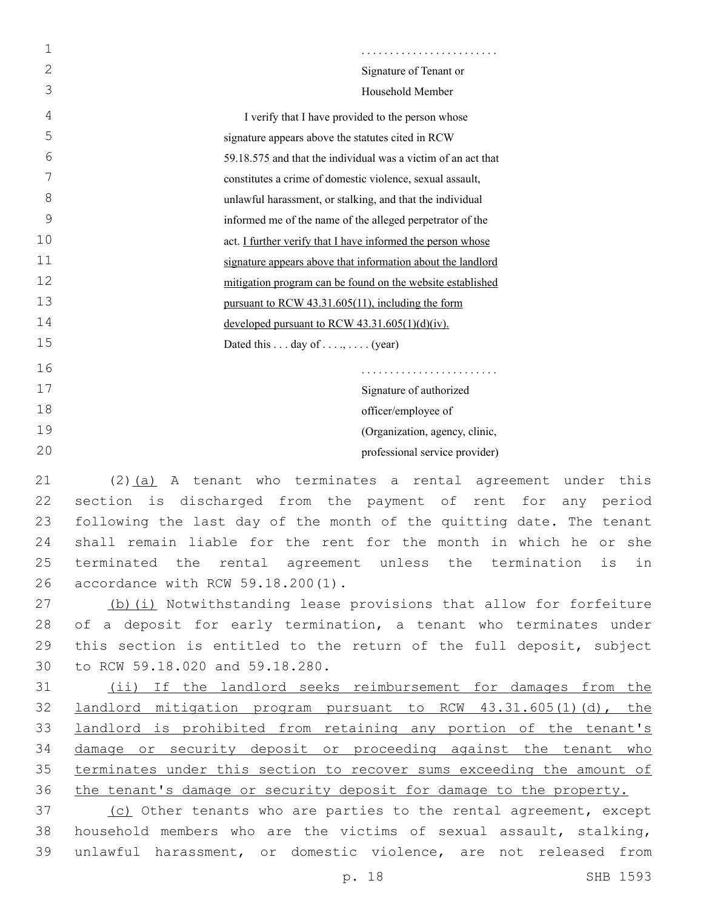........................
Signature of Tenant or
Household Member

I verify that I have provided to the person whose signature appears above the statutes cited in RCW 59.18.575 and that the individual was a victim of an act that constitutes a crime of domestic violence, sexual assault, unlawful harassment, or stalking, and that the individual informed me of the name of the alleged perpetrator of the act. <u>I further verify that I have informed the person whose signature appears above that information about the landlord mitigation program can be found on the website established pursuant to RCW 43.31.605(11), including the form developed pursuant to RCW 43.31.605(1)(d)(iv).</u>
Dated this . . . day of . . . ., . . . . (year)

........................
Signature of authorized
officer/employee of
(Organization, agency, clinic,
professional service provider)

(2)<u>(a)</u> A tenant who terminates a rental agreement under this section is discharged from the payment of rent for any period following the last day of the month of the quitting date. The tenant shall remain liable for the rent for the month in which he or she terminated the rental agreement unless the termination is in accordance with RCW 59.18.200(1).

<u>(b)(i)</u> Notwithstanding lease provisions that allow for forfeiture of a deposit for early termination, a tenant who terminates under this section is entitled to the return of the full deposit, subject to RCW 59.18.020 and 59.18.280.

<u>(ii) If the landlord seeks reimbursement for damages from the landlord mitigation program pursuant to RCW 43.31.605(1)(d), the landlord is prohibited from retaining any portion of the tenant's damage or security deposit or proceeding against the tenant who terminates under this section to recover sums exceeding the amount of the tenant's damage or security deposit for damage to the property.</u>

<u>(c)</u> Other tenants who are parties to the rental agreement, except household members who are the victims of sexual assault, stalking, unlawful harassment, or domestic violence, are not released from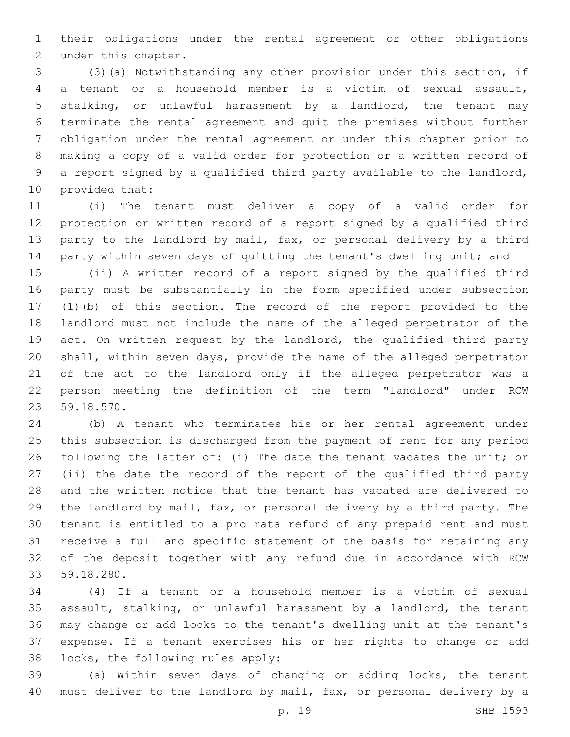their obligations under the rental agreement or other obligations under this chapter.

(3)(a) Notwithstanding any other provision under this section, if a tenant or a household member is a victim of sexual assault, stalking, or unlawful harassment by a landlord, the tenant may terminate the rental agreement and quit the premises without further obligation under the rental agreement or under this chapter prior to making a copy of a valid order for protection or a written record of a report signed by a qualified third party available to the landlord, provided that:

(i) The tenant must deliver a copy of a valid order for protection or written record of a report signed by a qualified third party to the landlord by mail, fax, or personal delivery by a third party within seven days of quitting the tenant's dwelling unit; and

(ii) A written record of a report signed by the qualified third party must be substantially in the form specified under subsection (1)(b) of this section. The record of the report provided to the landlord must not include the name of the alleged perpetrator of the act. On written request by the landlord, the qualified third party shall, within seven days, provide the name of the alleged perpetrator of the act to the landlord only if the alleged perpetrator was a person meeting the definition of the term "landlord" under RCW 59.18.570.

(b) A tenant who terminates his or her rental agreement under this subsection is discharged from the payment of rent for any period following the latter of: (i) The date the tenant vacates the unit; or (ii) the date the record of the report of the qualified third party and the written notice that the tenant has vacated are delivered to the landlord by mail, fax, or personal delivery by a third party. The tenant is entitled to a pro rata refund of any prepaid rent and must receive a full and specific statement of the basis for retaining any of the deposit together with any refund due in accordance with RCW 59.18.280.

(4) If a tenant or a household member is a victim of sexual assault, stalking, or unlawful harassment by a landlord, the tenant may change or add locks to the tenant's dwelling unit at the tenant's expense. If a tenant exercises his or her rights to change or add locks, the following rules apply:

(a) Within seven days of changing or adding locks, the tenant must deliver to the landlord by mail, fax, or personal delivery by a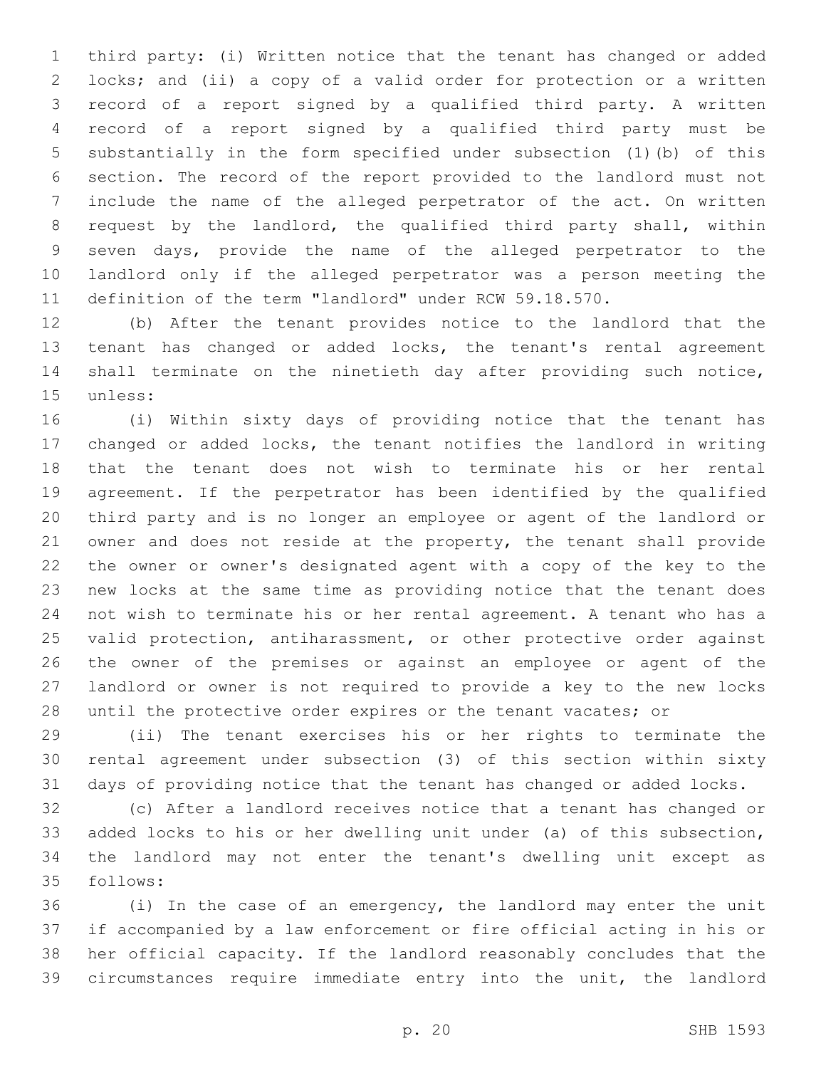third party: (i) Written notice that the tenant has changed or added locks; and (ii) a copy of a valid order for protection or a written record of a report signed by a qualified third party. A written record of a report signed by a qualified third party must be substantially in the form specified under subsection (1)(b) of this section. The record of the report provided to the landlord must not include the name of the alleged perpetrator of the act. On written request by the landlord, the qualified third party shall, within seven days, provide the name of the alleged perpetrator to the landlord only if the alleged perpetrator was a person meeting the definition of the term "landlord" under RCW 59.18.570.

(b) After the tenant provides notice to the landlord that the tenant has changed or added locks, the tenant's rental agreement shall terminate on the ninetieth day after providing such notice, unless:

(i) Within sixty days of providing notice that the tenant has changed or added locks, the tenant notifies the landlord in writing that the tenant does not wish to terminate his or her rental agreement. If the perpetrator has been identified by the qualified third party and is no longer an employee or agent of the landlord or owner and does not reside at the property, the tenant shall provide the owner or owner's designated agent with a copy of the key to the new locks at the same time as providing notice that the tenant does not wish to terminate his or her rental agreement. A tenant who has a valid protection, antiharassment, or other protective order against the owner of the premises or against an employee or agent of the landlord or owner is not required to provide a key to the new locks until the protective order expires or the tenant vacates; or

(ii) The tenant exercises his or her rights to terminate the rental agreement under subsection (3) of this section within sixty days of providing notice that the tenant has changed or added locks.

(c) After a landlord receives notice that a tenant has changed or added locks to his or her dwelling unit under (a) of this subsection, the landlord may not enter the tenant's dwelling unit except as follows:

(i) In the case of an emergency, the landlord may enter the unit if accompanied by a law enforcement or fire official acting in his or her official capacity. If the landlord reasonably concludes that the circumstances require immediate entry into the unit, the landlord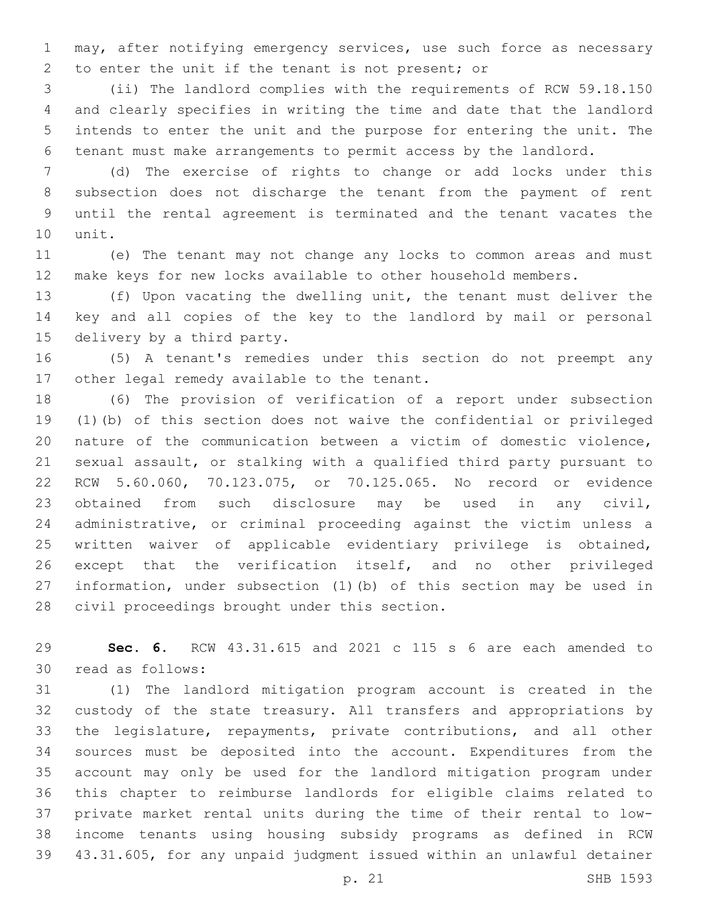may, after notifying emergency services, use such force as necessary to enter the unit if the tenant is not present; or

(ii) The landlord complies with the requirements of RCW 59.18.150 and clearly specifies in writing the time and date that the landlord intends to enter the unit and the purpose for entering the unit. The tenant must make arrangements to permit access by the landlord.

(d) The exercise of rights to change or add locks under this subsection does not discharge the tenant from the payment of rent until the rental agreement is terminated and the tenant vacates the unit.

(e) The tenant may not change any locks to common areas and must make keys for new locks available to other household members.

(f) Upon vacating the dwelling unit, the tenant must deliver the key and all copies of the key to the landlord by mail or personal delivery by a third party.

(5) A tenant's remedies under this section do not preempt any other legal remedy available to the tenant.

(6) The provision of verification of a report under subsection (1)(b) of this section does not waive the confidential or privileged nature of the communication between a victim of domestic violence, sexual assault, or stalking with a qualified third party pursuant to RCW 5.60.060, 70.123.075, or 70.125.065. No record or evidence obtained from such disclosure may be used in any civil, administrative, or criminal proceeding against the victim unless a written waiver of applicable evidentiary privilege is obtained, except that the verification itself, and no other privileged information, under subsection (1)(b) of this section may be used in civil proceedings brought under this section.

**Sec. 6.** RCW 43.31.615 and 2021 c 115 s 6 are each amended to read as follows:

(1) The landlord mitigation program account is created in the custody of the state treasury. All transfers and appropriations by the legislature, repayments, private contributions, and all other sources must be deposited into the account. Expenditures from the account may only be used for the landlord mitigation program under this chapter to reimburse landlords for eligible claims related to private market rental units during the time of their rental to low-income tenants using housing subsidy programs as defined in RCW 43.31.605, for any unpaid judgment issued within an unlawful detainer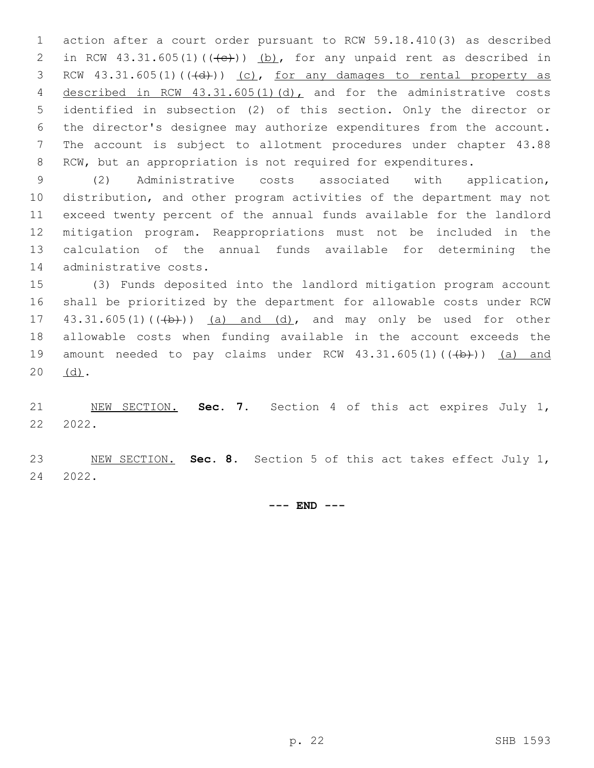action after a court order pursuant to RCW 59.18.410(3) as described in RCW 43.31.605(1)(((c))) (b), for any unpaid rent as described in RCW 43.31.605(1)(((d))) (c), for any damages to rental property as described in RCW 43.31.605(1)(d), and for the administrative costs identified in subsection (2) of this section. Only the director or the director's designee may authorize expenditures from the account. The account is subject to allotment procedures under chapter 43.88 RCW, but an appropriation is not required for expenditures.

(2) Administrative costs associated with application, distribution, and other program activities of the department may not exceed twenty percent of the annual funds available for the landlord mitigation program. Reappropriations must not be included in the calculation of the annual funds available for determining the administrative costs.

(3) Funds deposited into the landlord mitigation program account shall be prioritized by the department for allowable costs under RCW 43.31.605(1)(((b))) (a) and (d), and may only be used for other allowable costs when funding available in the account exceeds the amount needed to pay claims under RCW 43.31.605(1)(((b))) (a) and (d).

NEW SECTION. **Sec. 7.** Section 4 of this act expires July 1, 2022.

NEW SECTION. **Sec. 8.** Section 5 of this act takes effect July 1, 2022.

**--- END ---**